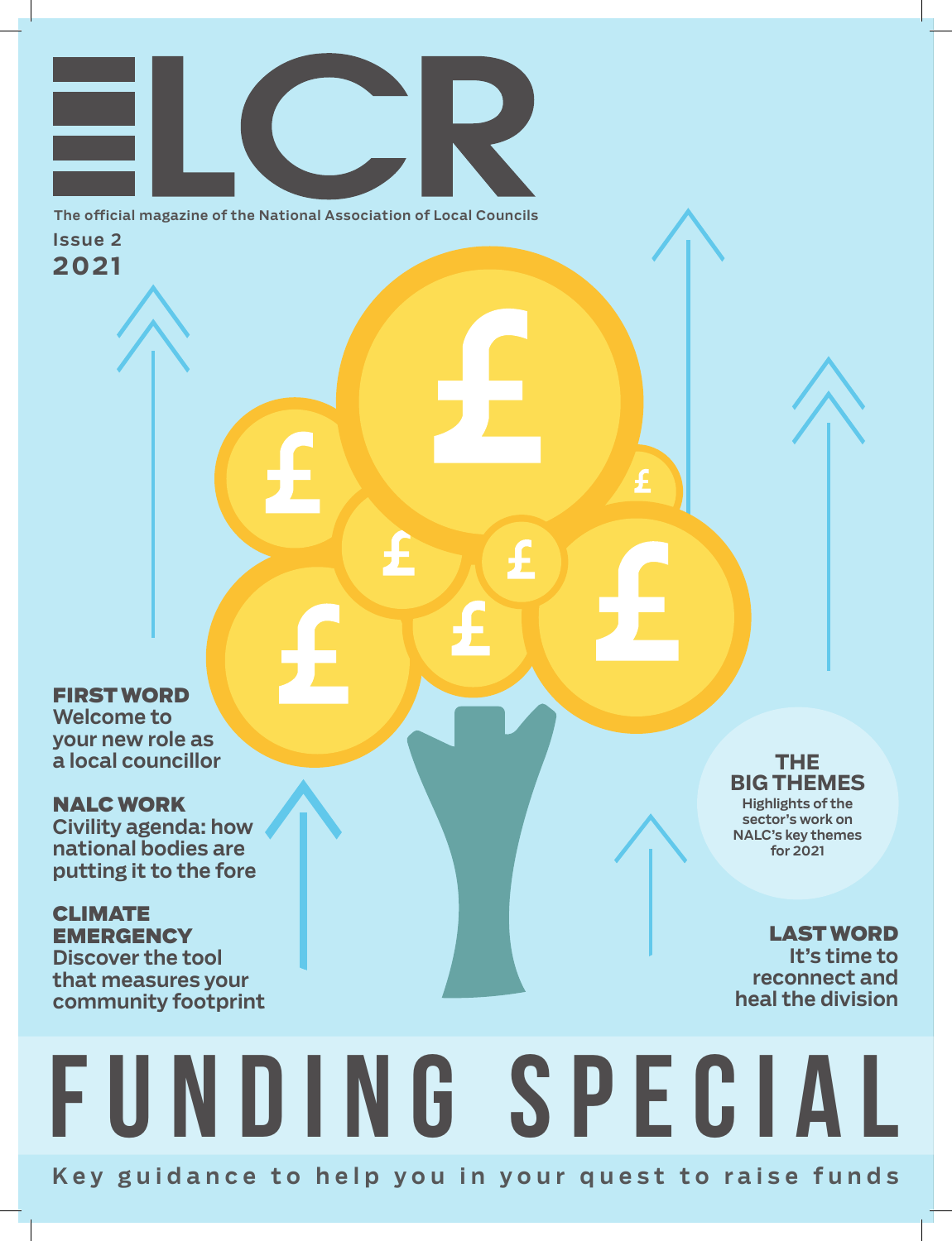# LCR

The official magazine of the National Association of Local Councils

Issue 2

2021

**FIRST WORD**
Welcome to your new role as a local councillor

**NALC WORK**
Civility agenda: how national bodies are putting it to the fore

**CLIMATE EMERGENCY**
Discover the tool that measures your community footprint

**THE BIG THEMES**
Highlights of the sector's work on NALC's key themes for 2021

**LAST WORD**
It's time to reconnect and heal the division

# FUNDING SPECIAL

Key guidance to help you in your quest to raise funds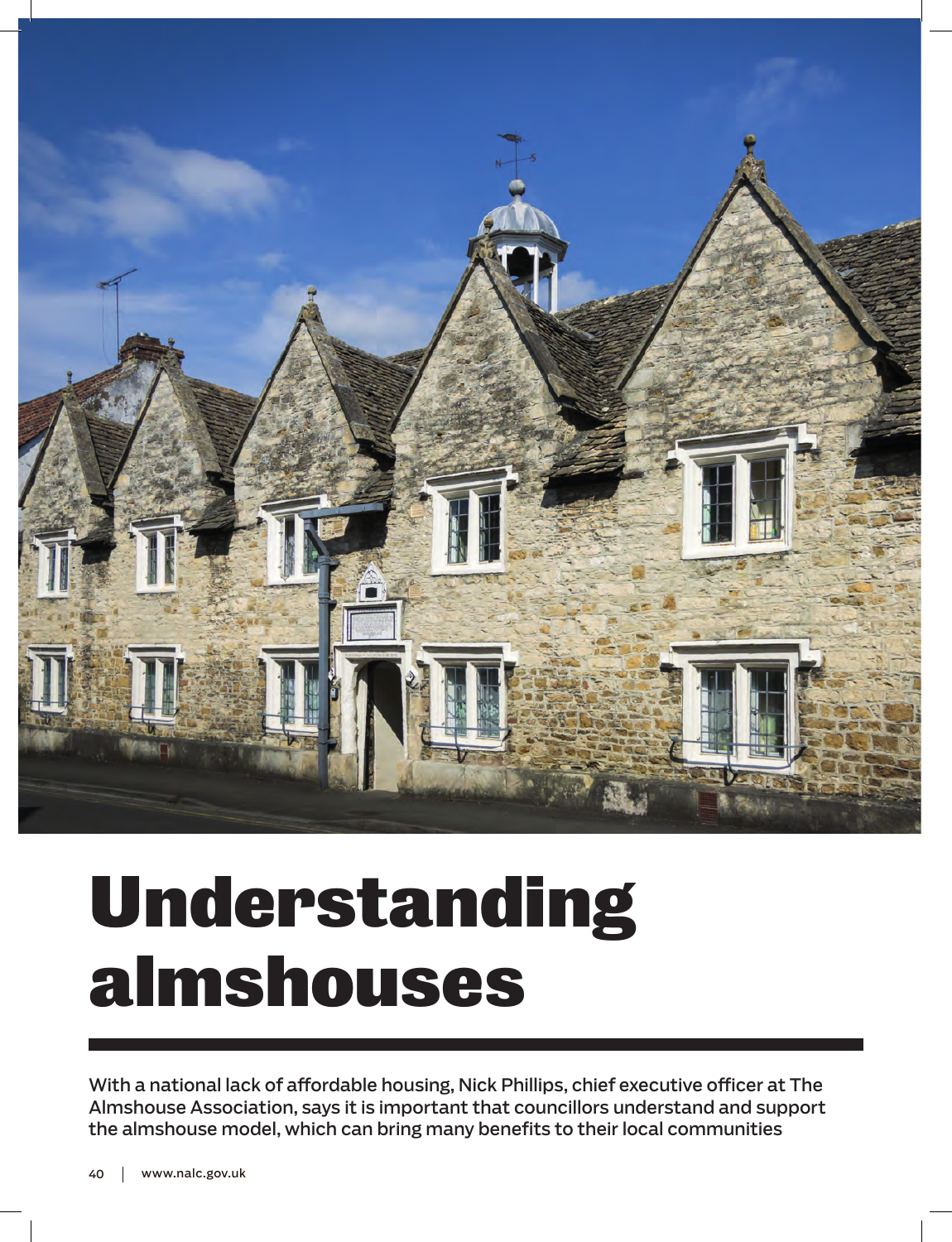# Understanding almshouses

With a national lack of affordable housing, Nick Phillips, chief executive officer at The Almshouse Association, says it is important that councillors understand and support the almshouse model, which can bring many benefits to their local communities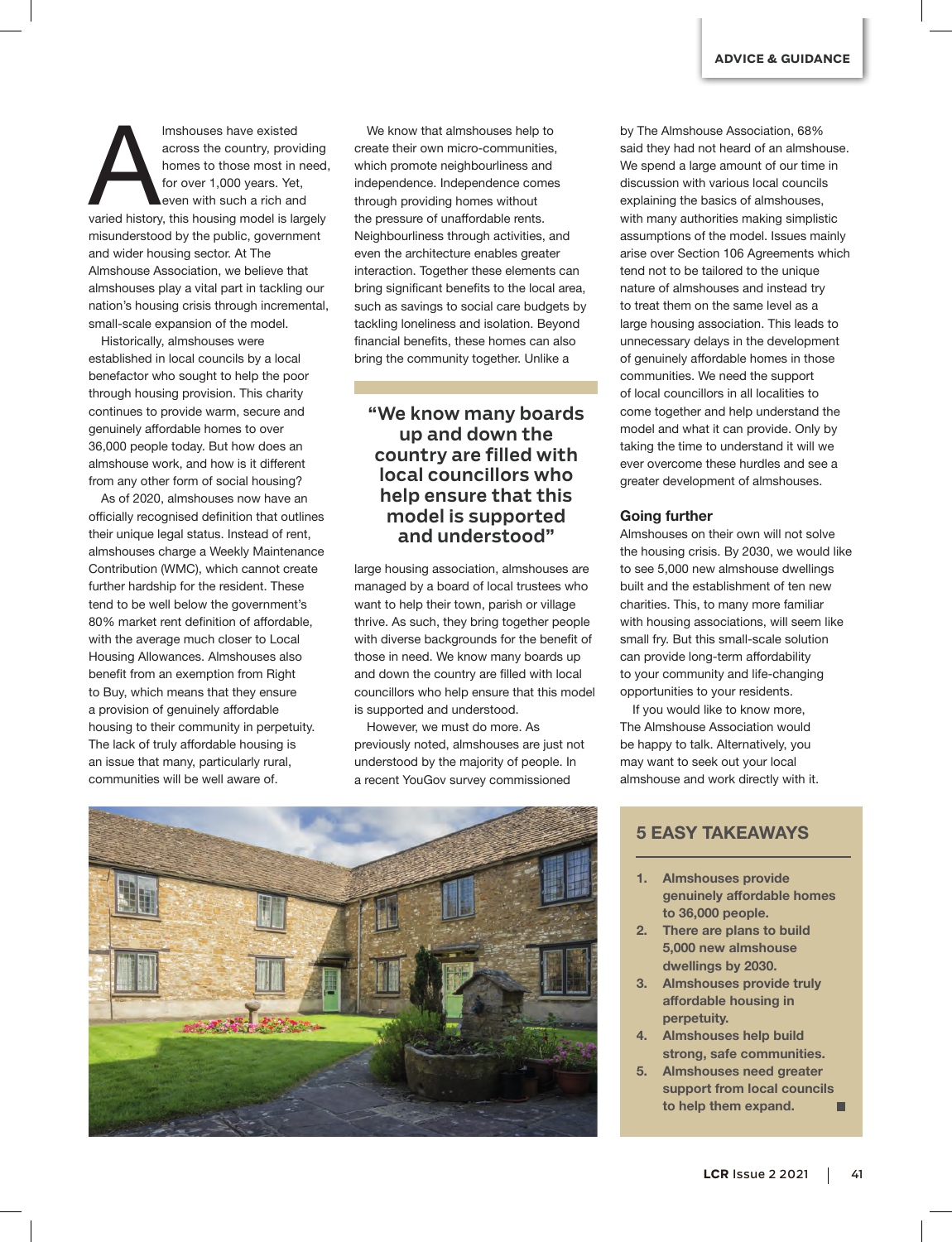Almshouses have existed across the country, providing homes to those most in need, for over 1,000 years. Yet, even with such a rich and varied history, this housing model is largely misunderstood by the public, government and wider housing sector. At The Almshouse Association, we believe that almshouses play a vital part in tackling our nation's housing crisis through incremental, small-scale expansion of the model.

Historically, almshouses were established in local councils by a local benefactor who sought to help the poor through housing provision. This charity continues to provide warm, secure and genuinely affordable homes to over 36,000 people today. But how does an almshouse work, and how is it different from any other form of social housing?

As of 2020, almshouses now have an officially recognised definition that outlines their unique legal status. Instead of rent, almshouses charge a Weekly Maintenance Contribution (WMC), which cannot create further hardship for the resident. These tend to be well below the government's 80% market rent definition of affordable, with the average much closer to Local Housing Allowances. Almshouses also benefit from an exemption from Right to Buy, which means that they ensure a provision of genuinely affordable housing to their community in perpetuity. The lack of truly affordable housing is an issue that many, particularly rural, communities will be well aware of.

We know that almshouses help to create their own micro-communities, which promote neighbourliness and independence. Independence comes through providing homes without the pressure of unaffordable rents. Neighbourliness through activities, and even the architecture enables greater interaction. Together these elements can bring significant benefits to the local area, such as savings to social care budgets by tackling loneliness and isolation. Beyond financial benefits, these homes can also bring the community together. Unlike a large housing association, almshouses are managed by a board of local trustees who want to help their town, parish or village thrive. As such, they bring together people with diverse backgrounds for the benefit of those in need. We know many boards up and down the country are filled with local councillors who help ensure that this model is supported and understood.

> **"We know many boards up and down the country are filled with local councillors who help ensure that this model is supported and understood"**

However, we must do more. As previously noted, almshouses are just not understood by the majority of people. In a recent YouGov survey commissioned by The Almshouse Association, 68% said they had not heard of an almshouse. We spend a large amount of our time in discussion with various local councils explaining the basics of almshouses, with many authorities making simplistic assumptions of the model. Issues mainly arise over Section 106 Agreements which tend not to be tailored to the unique nature of almshouses and instead try to treat them on the same level as a large housing association. This leads to unnecessary delays in the development of genuinely affordable homes in those communities. We need the support of local councillors in all localities to come together and help understand the model and what it can provide. Only by taking the time to understand it will we ever overcome these hurdles and see a greater development of almshouses.

### Going further

Almshouses on their own will not solve the housing crisis. By 2030, we would like to see 5,000 new almshouse dwellings built and the establishment of ten new charities. This, to many more familiar with housing associations, will seem like small fry. But this small-scale solution can provide long-term affordability to your community and life-changing opportunities to your residents.

If you would like to know more, The Almshouse Association would be happy to talk. Alternatively, you may want to seek out your local almshouse and work directly with it.

## 5 EASY TAKEAWAYS

1. **Almshouses provide genuinely affordable homes to 36,000 people.**
2. **There are plans to build 5,000 new almshouse dwellings by 2030.**
3. **Almshouses provide truly affordable housing in perpetuity.**
4. **Almshouses help build strong, safe communities.**
5. **Almshouses need greater support from local councils to help them expand.**